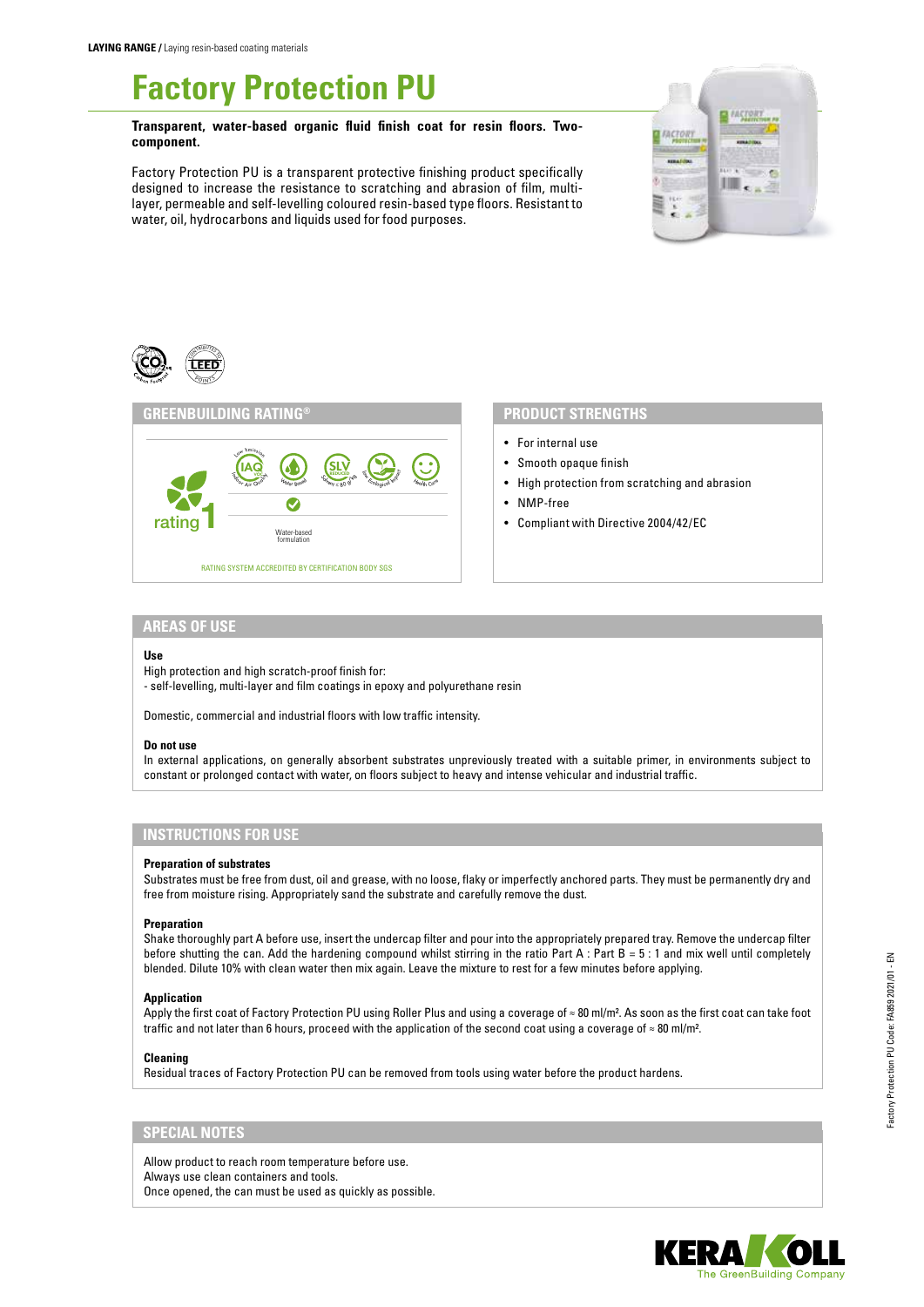**LAYING RANGE /** Laying resin-based coating materials

# Factory Protection PU

**Transparent, water-based organic fluid finish coat for resin floors. Two-component.**

Factory Protection PU is a transparent protective finishing product specifically designed to increase the resistance to scratching and abrasion of film, multi-layer, permeable and self-levelling coloured resin-based type floors. Resistant to water, oil, hydrocarbons and liquids used for food purposes.

## GREENBUILDING RATING®

rating 1

Low Emission IAQ Indoor Air Quality · Water Based · SLV Reduced Solvent ≤ 80 g/l · Low Ecological Impact · Health Care

Water-based formulation

RATING SYSTEM ACCREDITED BY CERTIFICATION BODY SGS

## PRODUCT STRENGTHS

- For internal use
- Smooth opaque finish
- High protection from scratching and abrasion
- NMP-free
- Compliant with Directive 2004/42/EC

## AREAS OF USE

**Use**

High protection and high scratch-proof finish for:
- self-levelling, multi-layer and film coatings in epoxy and polyurethane resin

Domestic, commercial and industrial floors with low traffic intensity.

**Do not use**

In external applications, on generally absorbent substrates unpreviously treated with a suitable primer, in environments subject to constant or prolonged contact with water, on floors subject to heavy and intense vehicular and industrial traffic.

## INSTRUCTIONS FOR USE

**Preparation of substrates**

Substrates must be free from dust, oil and grease, with no loose, flaky or imperfectly anchored parts. They must be permanently dry and free from moisture rising. Appropriately sand the substrate and carefully remove the dust.

**Preparation**

Shake thoroughly part A before use, insert the undercap filter and pour into the appropriately prepared tray. Remove the undercap filter before shutting the can. Add the hardening compound whilst stirring in the ratio Part A : Part B = 5 : 1 and mix well until completely blended. Dilute 10% with clean water then mix again. Leave the mixture to rest for a few minutes before applying.

**Application**

Apply the first coat of Factory Protection PU using Roller Plus and using a coverage of ≈ 80 ml/m². As soon as the first coat can take foot traffic and not later than 6 hours, proceed with the application of the second coat using a coverage of ≈ 80 ml/m².

**Cleaning**

Residual traces of Factory Protection PU can be removed from tools using water before the product hardens.

## SPECIAL NOTES

Allow product to reach room temperature before use.
Always use clean containers and tools.
Once opened, the can must be used as quickly as possible.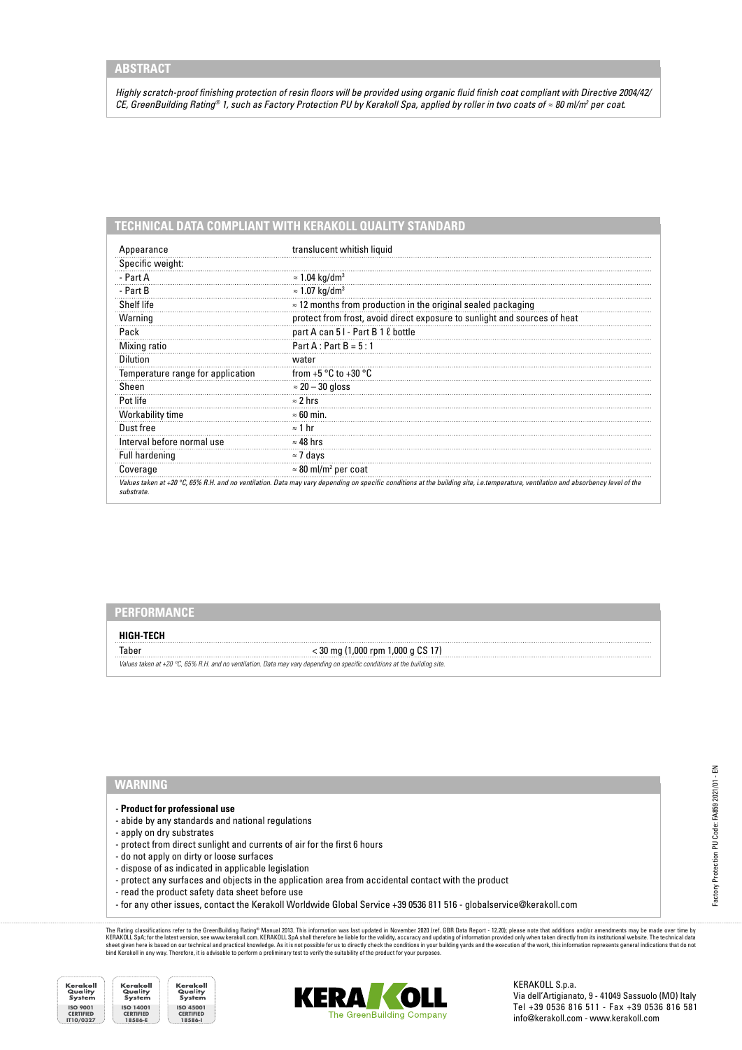## ABSTRACT

*Highly scratch-proof finishing protection of resin floors will be provided using organic fluid finish coat compliant with Directive 2004/42/CE, GreenBuilding Rating® 1, such as Factory Protection PU by Kerakoll Spa, applied by roller in two coats of ≈ 80 ml/m² per coat.*

## TECHNICAL DATA COMPLIANT WITH KERAKOLL QUALITY STANDARD

| | |
|---|---|
| Appearance | translucent whitish liquid |
| Specific weight: | |
| - Part A | ≈ 1.04 kg/dm³ |
| - Part B | ≈ 1.07 kg/dm³ |
| Shelf life | ≈ 12 months from production in the original sealed packaging |
| Warning | protect from frost, avoid direct exposure to sunlight and sources of heat |
| Pack | part A can 5 l - Part B 1 ℓ bottle |
| Mixing ratio | Part A : Part B = 5 : 1 |
| Dilution | water |
| Temperature range for application | from +5 °C to +30 °C |
| Sheen | ≈ 20 – 30 gloss |
| Pot life | ≈ 2 hrs |
| Workability time | ≈ 60 min. |
| Dust free | ≈ 1 hr |
| Interval before normal use | ≈ 48 hrs |
| Full hardening | ≈ 7 days |
| Coverage | ≈ 80 ml/m² per coat |

*Values taken at +20 °C, 65% R.H. and no ventilation. Data may vary depending on specific conditions at the building site, i.e.temperature, ventilation and absorbency level of the substrate.*

## PERFORMANCE

| | |
|---|---|
| **HIGH-TECH** | |
| Taber | < 30 mg (1,000 rpm 1,000 g CS 17) |

*Values taken at +20 °C, 65% R.H. and no ventilation. Data may vary depending on specific conditions at the building site.*

## WARNING

- **Product for professional use**
- abide by any standards and national regulations
- apply on dry substrates
- protect from direct sunlight and currents of air for the first 6 hours
- do not apply on dirty or loose surfaces
- dispose of as indicated in applicable legislation
- protect any surfaces and objects in the application area from accidental contact with the product
- read the product safety data sheet before use
- for any other issues, contact the Kerakoll Worldwide Global Service +39 0536 811 516 - globalservice@kerakoll.com

The Rating classifications refer to the GreenBuilding Rating® Manual 2013. This information was last updated in November 2020 (ref. GBR Data Report - 12.20); please note that additions and/or amendments may be made over time by KERAKOLL SpA; for the latest version, see www.kerakoll.com. KERAKOLL SpA shall therefore be liable for the validity, accuracy and updating of information provided only when taken directly from its institutional website. The technical data sheet given here is based on our technical and practical knowledge. As it is not possible for us to directly check the conditions in your building yards and the execution of the work, this information represents general indications that do not bind Kerakoll in any way. Therefore, it is advisable to perform a preliminary test to verify the suitability of the product for your purposes.

Kerakoll Quality System ISO 9001 CERTIFIED IT10/0327 — Kerakoll Quality System ISO 14001 CERTIFIED 18586-E — Kerakoll Quality System ISO 45001 CERTIFIED 18586-I

KERAKOLL The GreenBuilding Company

KERAKOLL S.p.a.
Via dell'Artigianato, 9 - 41049 Sassuolo (MO) Italy
Tel +39 0536 816 511 - Fax +39 0536 816 581
info@kerakoll.com - www.kerakoll.com

Factory Protection PU Code: FA859 2021/01 - EN